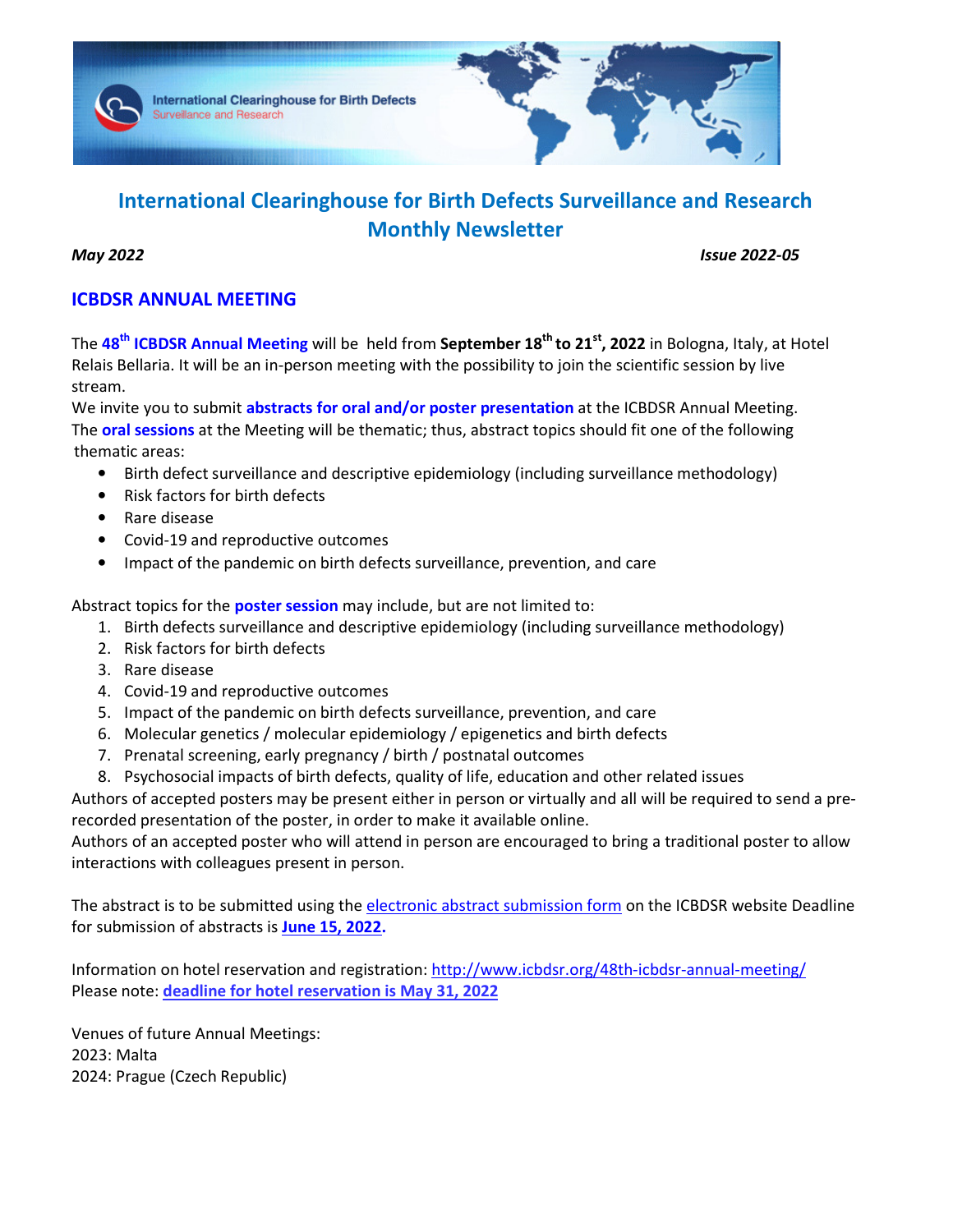# International Clearinghouse for Birth Defects Surveillance and Research Monthly Newsletter

*May 2022* *Issue 2022-05*

## ICBDSR ANNUAL MEETING

The **48th ICBDSR Annual Meeting** will be held from **September 18th to 21st, 2022** in Bologna, Italy, at Hotel Relais Bellaria. It will be an in-person meeting with the possibility to join the scientific session by live stream.

We invite you to submit **abstracts for oral and/or poster presentation** at the ICBDSR Annual Meeting.

The **oral sessions** at the Meeting will be thematic; thus, abstract topics should fit one of the following thematic areas:

- Birth defect surveillance and descriptive epidemiology (including surveillance methodology)
- Risk factors for birth defects
- Rare disease
- Covid-19 and reproductive outcomes
- Impact of the pandemic on birth defects surveillance, prevention, and care

Abstract topics for the **poster session** may include, but are not limited to:

1. Birth defects surveillance and descriptive epidemiology (including surveillance methodology)
2. Risk factors for birth defects
3. Rare disease
4. Covid-19 and reproductive outcomes
5. Impact of the pandemic on birth defects surveillance, prevention, and care
6. Molecular genetics / molecular epidemiology / epigenetics and birth defects
7. Prenatal screening, early pregnancy / birth / postnatal outcomes
8. Psychosocial impacts of birth defects, quality of life, education and other related issues

Authors of accepted posters may be present either in person or virtually and all will be required to send a pre-recorded presentation of the poster, in order to make it available online.

Authors of an accepted poster who will attend in person are encouraged to bring a traditional poster to allow interactions with colleagues present in person.

The abstract is to be submitted using the electronic abstract submission form on the ICBDSR website Deadline for submission of abstracts is **June 15, 2022.**

Information on hotel reservation and registration: http://www.icbdsr.org/48th-icbdsr-annual-meeting/

Please note: **deadline for hotel reservation is May 31, 2022**

Venues of future Annual Meetings:
2023: Malta
2024: Prague (Czech Republic)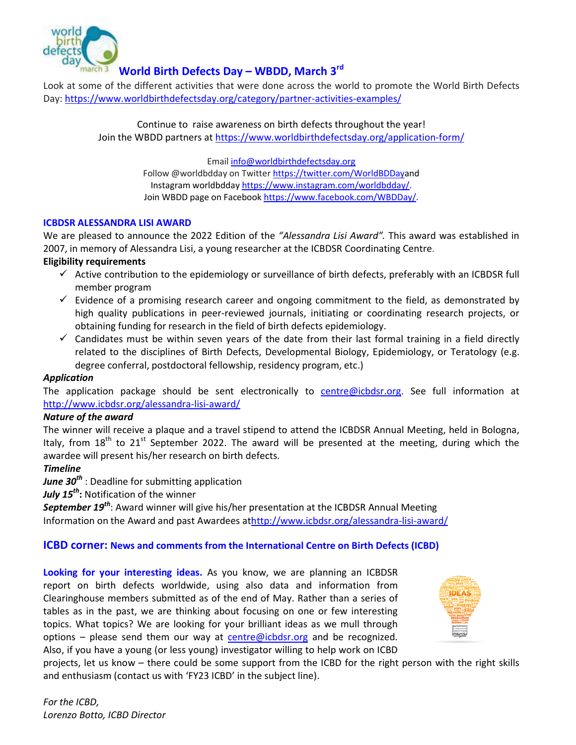## World Birth Defects Day – WBDD, March 3rd

Look at some of the different activities that were done across the world to promote the World Birth Defects Day: https://www.worldbirthdefectsday.org/category/partner-activities-examples/

Continue to raise awareness on birth defects throughout the year!
Join the WBDD partners at https://www.worldbirthdefectsday.org/application-form/

Email info@worldbirthdefectsday.org
Follow @worldbdday on Twitter https://twitter.com/WorldBDDayand
Instagram worldbdday https://www.instagram.com/worldbdday/.
Join WBDD page on Facebook https://www.facebook.com/WBDDay/.

### ICBDSR ALESSANDRA LISI AWARD

We are pleased to announce the 2022 Edition of the *"Alessandra Lisi Award".* This award was established in 2007, in memory of Alessandra Lisi, a young researcher at the ICBDSR Coordinating Centre.

**Eligibility requirements**

- ✓ Active contribution to the epidemiology or surveillance of birth defects, preferably with an ICBDSR full member program
- ✓ Evidence of a promising research career and ongoing commitment to the field, as demonstrated by high quality publications in peer-reviewed journals, initiating or coordinating research projects, or obtaining funding for research in the field of birth defects epidemiology.
- ✓ Candidates must be within seven years of the date from their last formal training in a field directly related to the disciplines of Birth Defects, Developmental Biology, Epidemiology, or Teratology (e.g. degree conferral, postdoctoral fellowship, residency program, etc.)

***Application***

The application package should be sent electronically to centre@icbdsr.org. See full information at http://www.icbdsr.org/alessandra-lisi-award/

***Nature of the award***

The winner will receive a plaque and a travel stipend to attend the ICBDSR Annual Meeting, held in Bologna, Italy, from 18th to 21st September 2022. The award will be presented at the meeting, during which the awardee will present his/her research on birth defects.

***Timeline***

***June 30th*** : Deadline for submitting application
***July 15th*:** Notification of the winner
***September 19th***: Award winner will give his/her presentation at the ICBDSR Annual Meeting
Information on the Award and past Awardees athttp://www.icbdsr.org/alessandra-lisi-award/

### ICBD corner: News and comments from the International Centre on Birth Defects (ICBD)

**Looking for your interesting ideas.** As you know, we are planning an ICBDSR report on birth defects worldwide, using also data and information from Clearinghouse members submitted as of the end of May. Rather than a series of tables as in the past, we are thinking about focusing on one or few interesting topics. What topics? We are looking for your brilliant ideas as we mull through options – please send them our way at centre@icbdsr.org and be recognized. Also, if you have a young (or less young) investigator willing to help work on ICBD projects, let us know – there could be some support from the ICBD for the right person with the right skills and enthusiasm (contact us with 'FY23 ICBD' in the subject line).

*For the ICBD,*
*Lorenzo Botto, ICBD Director*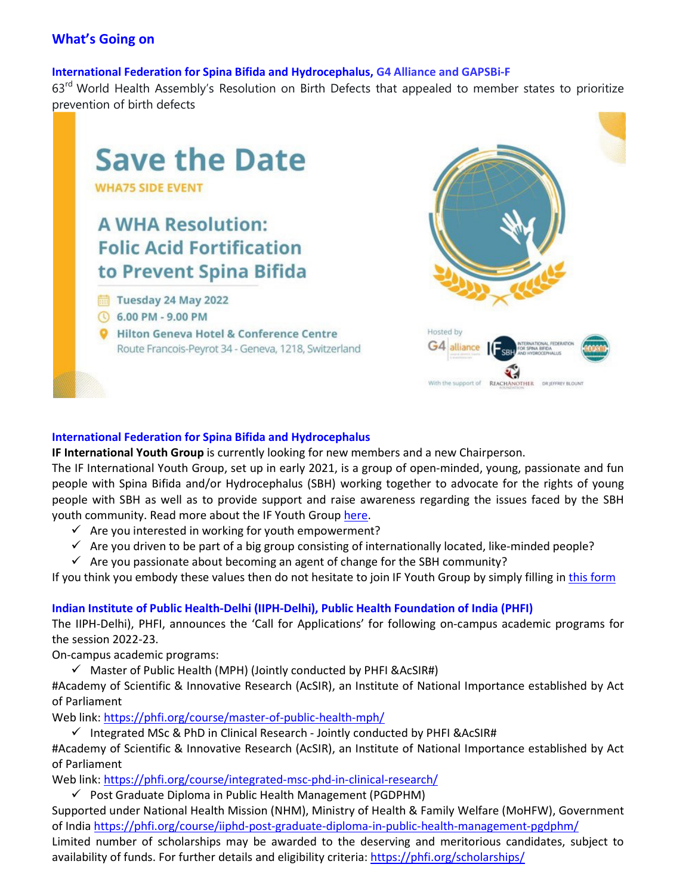## What's Going on

### International Federation for Spina Bifida and Hydrocephalus, G4 Alliance and GAPSBi-F

63rd World Health Assembly's Resolution on Birth Defects that appealed to member states to prioritize prevention of birth defects

**Save the Date**

WHA75 SIDE EVENT

**A WHA Resolution: Folic Acid Fortification to Prevent Spina Bifida**

Tuesday 24 May 2022

6.00 PM - 9.00 PM

Hilton Geneva Hotel & Conference Centre

Route Francois-Peyrot 34 - Geneva, 1218, Switzerland

Hosted by G4 alliance, IF SBH International Federation for Spina Bifida and Hydrocephalus, GAPSBiF

With the support of Reachanother Foundation, Dr Jeffrey Blount

### International Federation for Spina Bifida and Hydrocephalus

**IF International Youth Group** is currently looking for new members and a new Chairperson.

The IF International Youth Group, set up in early 2021, is a group of open-minded, young, passionate and fun people with Spina Bifida and/or Hydrocephalus (SBH) working together to advocate for the rights of young people with SBH as well as to provide support and raise awareness regarding the issues faced by the SBH youth community. Read more about the IF Youth Group here.

- ✓ Are you interested in working for youth empowerment?
- ✓ Are you driven to be part of a big group consisting of internationally located, like-minded people?
- ✓ Are you passionate about becoming an agent of change for the SBH community?

If you think you embody these values then do not hesitate to join IF Youth Group by simply filling in this form

### Indian Institute of Public Health-Delhi (IIPH-Delhi), Public Health Foundation of India (PHFI)

The IIPH-Delhi), PHFI, announces the 'Call for Applications' for following on-campus academic programs for the session 2022-23.

On-campus academic programs:

- ✓ Master of Public Health (MPH) (Jointly conducted by PHFI &AcSIR#)

#Academy of Scientific & Innovative Research (AcSIR), an Institute of National Importance established by Act of Parliament

Web link: https://phfi.org/course/master-of-public-health-mph/

- ✓ Integrated MSc & PhD in Clinical Research - Jointly conducted by PHFI &AcSIR#

#Academy of Scientific & Innovative Research (AcSIR), an Institute of National Importance established by Act of Parliament

Web link: https://phfi.org/course/integrated-msc-phd-in-clinical-research/

- ✓ Post Graduate Diploma in Public Health Management (PGDPHM)

Supported under National Health Mission (NHM), Ministry of Health & Family Welfare (MoHFW), Government of India https://phfi.org/course/iiphd-post-graduate-diploma-in-public-health-management-pgdphm/

Limited number of scholarships may be awarded to the deserving and meritorious candidates, subject to availability of funds. For further details and eligibility criteria: https://phfi.org/scholarships/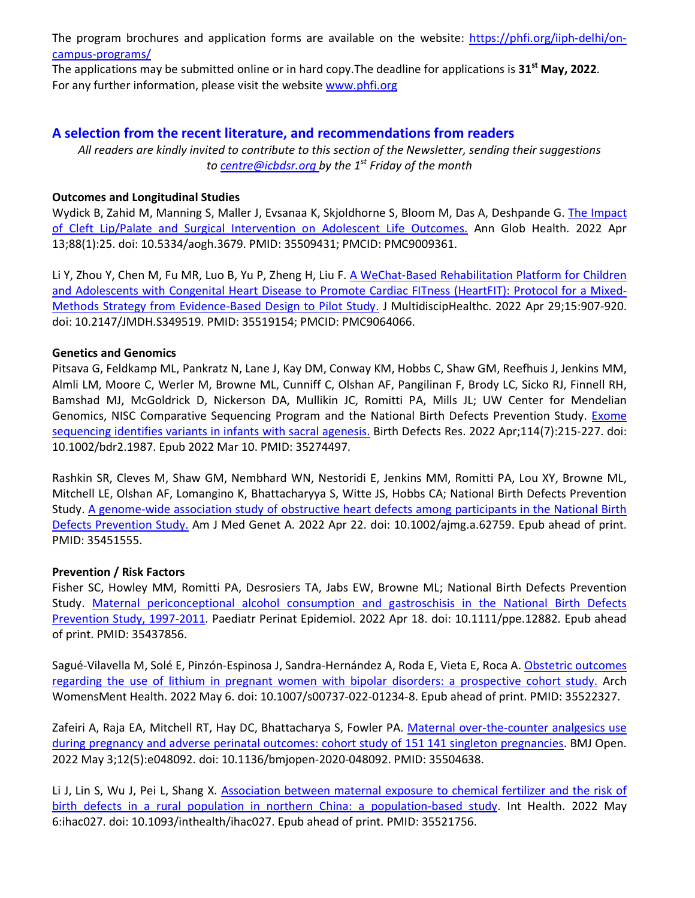The program brochures and application forms are available on the website: [https://phfi.org/iiph-delhi/on-campus-programs/](https://phfi.org/iiph-delhi/on-campus-programs/)

The applications may be submitted online or in hard copy.The deadline for applications is **31st May, 2022**.

For any further information, please visit the website [www.phfi.org](www.phfi.org)

## A selection from the recent literature, and recommendations from readers

*All readers are kindly invited to contribute to this section of the Newsletter, sending their suggestions to [centre@icbdsr.org](mailto:centre@icbdsr.org) by the 1st Friday of the month*

**Outcomes and Longitudinal Studies**

Wydick B, Zahid M, Manning S, Maller J, Evsanaa K, Skjoldhorne S, Bloom M, Das A, Deshpande G. The Impact of Cleft Lip/Palate and Surgical Intervention on Adolescent Life Outcomes. Ann Glob Health. 2022 Apr 13;88(1):25. doi: 10.5334/aogh.3679. PMID: 35509431; PMCID: PMC9009361.

Li Y, Zhou Y, Chen M, Fu MR, Luo B, Yu P, Zheng H, Liu F. A WeChat-Based Rehabilitation Platform for Children and Adolescents with Congenital Heart Disease to Promote Cardiac FITness (HeartFIT): Protocol for a Mixed-Methods Strategy from Evidence-Based Design to Pilot Study. J MultidiscipHealthc. 2022 Apr 29;15:907-920. doi: 10.2147/JMDH.S349519. PMID: 35519154; PMCID: PMC9064066.

**Genetics and Genomics**

Pitsava G, Feldkamp ML, Pankratz N, Lane J, Kay DM, Conway KM, Hobbs C, Shaw GM, Reefhuis J, Jenkins MM, Almli LM, Moore C, Werler M, Browne ML, Cunniff C, Olshan AF, Pangilinan F, Brody LC, Sicko RJ, Finnell RH, Bamshad MJ, McGoldrick D, Nickerson DA, Mullikin JC, Romitti PA, Mills JL; UW Center for Mendelian Genomics, NISC Comparative Sequencing Program and the National Birth Defects Prevention Study. Exome sequencing identifies variants in infants with sacral agenesis. Birth Defects Res. 2022 Apr;114(7):215-227. doi: 10.1002/bdr2.1987. Epub 2022 Mar 10. PMID: 35274497.

Rashkin SR, Cleves M, Shaw GM, Nembhard WN, Nestoridi E, Jenkins MM, Romitti PA, Lou XY, Browne ML, Mitchell LE, Olshan AF, Lomangino K, Bhattacharyya S, Witte JS, Hobbs CA; National Birth Defects Prevention Study. A genome-wide association study of obstructive heart defects among participants in the National Birth Defects Prevention Study. Am J Med Genet A. 2022 Apr 22. doi: 10.1002/ajmg.a.62759. Epub ahead of print. PMID: 35451555.

**Prevention / Risk Factors**

Fisher SC, Howley MM, Romitti PA, Desrosiers TA, Jabs EW, Browne ML; National Birth Defects Prevention Study. Maternal periconceptional alcohol consumption and gastroschisis in the National Birth Defects Prevention Study, 1997-2011. Paediatr Perinat Epidemiol. 2022 Apr 18. doi: 10.1111/ppe.12882. Epub ahead of print. PMID: 35437856.

Sagué-Vilavella M, Solé E, Pinzón-Espinosa J, Sandra-Hernández A, Roda E, Vieta E, Roca A. Obstetric outcomes regarding the use of lithium in pregnant women with bipolar disorders: a prospective cohort study. Arch WomensMent Health. 2022 May 6. doi: 10.1007/s00737-022-01234-8. Epub ahead of print. PMID: 35522327.

Zafeiri A, Raja EA, Mitchell RT, Hay DC, Bhattacharya S, Fowler PA. Maternal over-the-counter analgesics use during pregnancy and adverse perinatal outcomes: cohort study of 151 141 singleton pregnancies. BMJ Open. 2022 May 3;12(5):e048092. doi: 10.1136/bmjopen-2020-048092. PMID: 35504638.

Li J, Lin S, Wu J, Pei L, Shang X. Association between maternal exposure to chemical fertilizer and the risk of birth defects in a rural population in northern China: a population-based study. Int Health. 2022 May 6:ihac027. doi: 10.1093/inthealth/ihac027. Epub ahead of print. PMID: 35521756.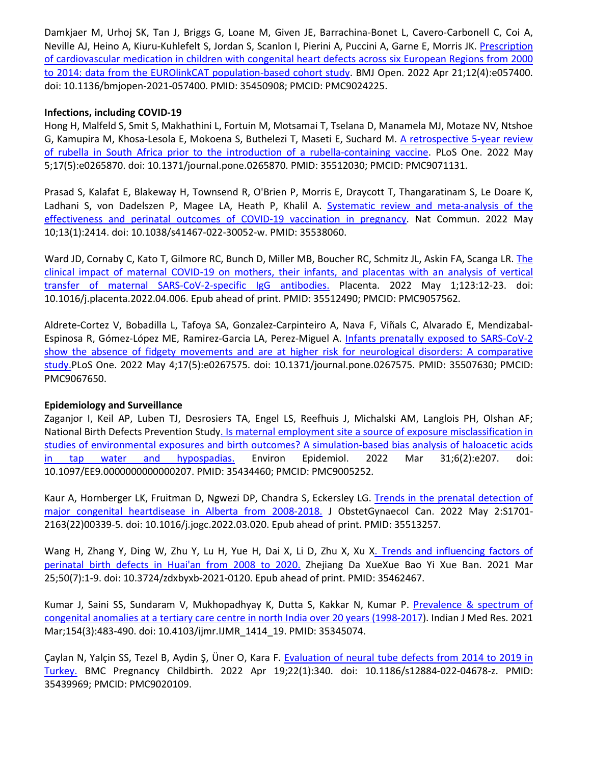Damkjaer M, Urhoj SK, Tan J, Briggs G, Loane M, Given JE, Barrachina-Bonet L, Cavero-Carbonell C, Coi A, Neville AJ, Heino A, Kiuru-Kuhlefelt S, Jordan S, Scanlon I, Pierini A, Puccini A, Garne E, Morris JK. Prescription of cardiovascular medication in children with congenital heart defects across six European Regions from 2000 to 2014: data from the EUROlinkCAT population-based cohort study. BMJ Open. 2022 Apr 21;12(4):e057400. doi: 10.1136/bmjopen-2021-057400. PMID: 35450908; PMCID: PMC9024225.

**Infections, including COVID-19**

Hong H, Malfeld S, Smit S, Makhathini L, Fortuin M, Motsamai T, Tselana D, Manamela MJ, Motaze NV, Ntshoe G, Kamupira M, Khosa-Lesola E, Mokoena S, Buthelezi T, Maseti E, Suchard M. A retrospective 5-year review of rubella in South Africa prior to the introduction of a rubella-containing vaccine. PLoS One. 2022 May 5;17(5):e0265870. doi: 10.1371/journal.pone.0265870. PMID: 35512030; PMCID: PMC9071131.

Prasad S, Kalafat E, Blakeway H, Townsend R, O'Brien P, Morris E, Draycott T, Thangaratinam S, Le Doare K, Ladhani S, von Dadelszen P, Magee LA, Heath P, Khalil A. Systematic review and meta-analysis of the effectiveness and perinatal outcomes of COVID-19 vaccination in pregnancy. Nat Commun. 2022 May 10;13(1):2414. doi: 10.1038/s41467-022-30052-w. PMID: 35538060.

Ward JD, Cornaby C, Kato T, Gilmore RC, Bunch D, Miller MB, Boucher RC, Schmitz JL, Askin FA, Scanga LR. The clinical impact of maternal COVID-19 on mothers, their infants, and placentas with an analysis of vertical transfer of maternal SARS-CoV-2-specific IgG antibodies. Placenta. 2022 May 1;123:12-23. doi: 10.1016/j.placenta.2022.04.006. Epub ahead of print. PMID: 35512490; PMCID: PMC9057562.

Aldrete-Cortez V, Bobadilla L, Tafoya SA, Gonzalez-Carpinteiro A, Nava F, Viñals C, Alvarado E, Mendizabal-Espinosa R, Gómez-López ME, Ramirez-Garcia LA, Perez-Miguel A. Infants prenatally exposed to SARS-CoV-2 show the absence of fidgety movements and are at higher risk for neurological disorders: A comparative study.PLoS One. 2022 May 4;17(5):e0267575. doi: 10.1371/journal.pone.0267575. PMID: 35507630; PMCID: PMC9067650.

**Epidemiology and Surveillance**

Zaganjor I, Keil AP, Luben TJ, Desrosiers TA, Engel LS, Reefhuis J, Michalski AM, Langlois PH, Olshan AF; National Birth Defects Prevention Study. Is maternal employment site a source of exposure misclassification in studies of environmental exposures and birth outcomes? A simulation-based bias analysis of haloacetic acids in tap water and hypospadias. Environ Epidemiol. 2022 Mar 31;6(2):e207. doi: 10.1097/EE9.0000000000000207. PMID: 35434460; PMCID: PMC9005252.

Kaur A, Hornberger LK, Fruitman D, Ngwezi DP, Chandra S, Eckersley LG. Trends in the prenatal detection of major congenital heartdisease in Alberta from 2008-2018. J ObstetGynaecol Can. 2022 May 2:S1701-2163(22)00339-5. doi: 10.1016/j.jogc.2022.03.020. Epub ahead of print. PMID: 35513257.

Wang H, Zhang Y, Ding W, Zhu Y, Lu H, Yue H, Dai X, Li D, Zhu X, Xu X. Trends and influencing factors of perinatal birth defects in Huai'an from 2008 to 2020. Zhejiang Da XueXue Bao Yi Xue Ban. 2021 Mar 25;50(7):1-9. doi: 10.3724/zdxbyxb-2021-0120. Epub ahead of print. PMID: 35462467.

Kumar J, Saini SS, Sundaram V, Mukhopadhyay K, Dutta S, Kakkar N, Kumar P. Prevalence & spectrum of congenital anomalies at a tertiary care centre in north India over 20 years (1998-2017). Indian J Med Res. 2021 Mar;154(3):483-490. doi: 10.4103/ijmr.IJMR_1414_19. PMID: 35345074.

Çaylan N, Yalçin SS, Tezel B, Aydin Ş, Üner O, Kara F. Evaluation of neural tube defects from 2014 to 2019 in Turkey. BMC Pregnancy Childbirth. 2022 Apr 19;22(1):340. doi: 10.1186/s12884-022-04678-z. PMID: 35439969; PMCID: PMC9020109.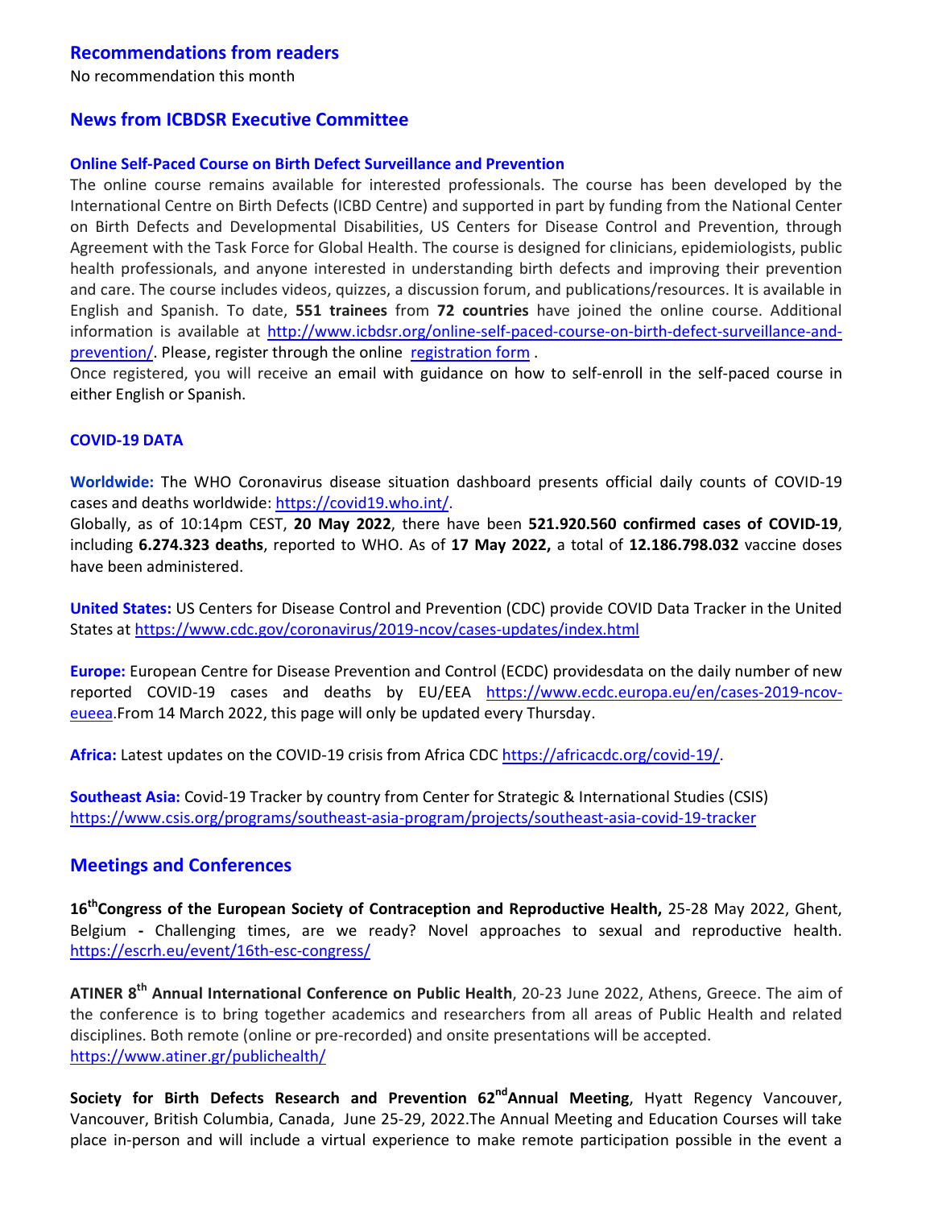## Recommendations from readers

No recommendation this month

## News from ICBDSR Executive Committee

### Online Self-Paced Course on Birth Defect Surveillance and Prevention

The online course remains available for interested professionals. The course has been developed by the International Centre on Birth Defects (ICBD Centre) and supported in part by funding from the National Center on Birth Defects and Developmental Disabilities, US Centers for Disease Control and Prevention, through Agreement with the Task Force for Global Health. The course is designed for clinicians, epidemiologists, public health professionals, and anyone interested in understanding birth defects and improving their prevention and care. The course includes videos, quizzes, a discussion forum, and publications/resources. It is available in English and Spanish. To date, **551 trainees** from **72 countries** have joined the online course. Additional information is available at http://www.icbdsr.org/online-self-paced-course-on-birth-defect-surveillance-and-prevention/. Please, register through the online registration form .

Once registered, you will receive an email with guidance on how to self-enroll in the self-paced course in either English or Spanish.

### COVID-19 DATA

**Worldwide:** The WHO Coronavirus disease situation dashboard presents official daily counts of COVID-19 cases and deaths worldwide: https://covid19.who.int/.

Globally, as of 10:14pm CEST, **20 May 2022**, there have been **521.920.560 confirmed cases of COVID-19**, including **6.274.323 deaths**, reported to WHO. As of **17 May 2022,** a total of **12.186.798.032** vaccine doses have been administered.

**United States:** US Centers for Disease Control and Prevention (CDC) provide COVID Data Tracker in the United States at https://www.cdc.gov/coronavirus/2019-ncov/cases-updates/index.html

**Europe:** European Centre for Disease Prevention and Control (ECDC) providesdata on the daily number of new reported COVID-19 cases and deaths by EU/EEA https://www.ecdc.europa.eu/en/cases-2019-ncov-eueea.From 14 March 2022, this page will only be updated every Thursday.

**Africa:** Latest updates on the COVID-19 crisis from Africa CDC https://africacdc.org/covid-19/.

**Southeast Asia:** Covid-19 Tracker by country from Center for Strategic & International Studies (CSIS) https://www.csis.org/programs/southeast-asia-program/projects/southeast-asia-covid-19-tracker

## Meetings and Conferences

**16th Congress of the European Society of Contraception and Reproductive Health,** 25-28 May 2022, Ghent, Belgium **-** Challenging times, are we ready? Novel approaches to sexual and reproductive health. https://escrh.eu/event/16th-esc-congress/

**ATINER 8th Annual International Conference on Public Health**, 20-23 June 2022, Athens, Greece. The aim of the conference is to bring together academics and researchers from all areas of Public Health and related disciplines. Both remote (online or pre-recorded) and onsite presentations will be accepted.
https://www.atiner.gr/publichealth/

**Society for Birth Defects Research and Prevention 62nd Annual Meeting**, Hyatt Regency Vancouver, Vancouver, British Columbia, Canada, June 25-29, 2022.The Annual Meeting and Education Courses will take place in-person and will include a virtual experience to make remote participation possible in the event a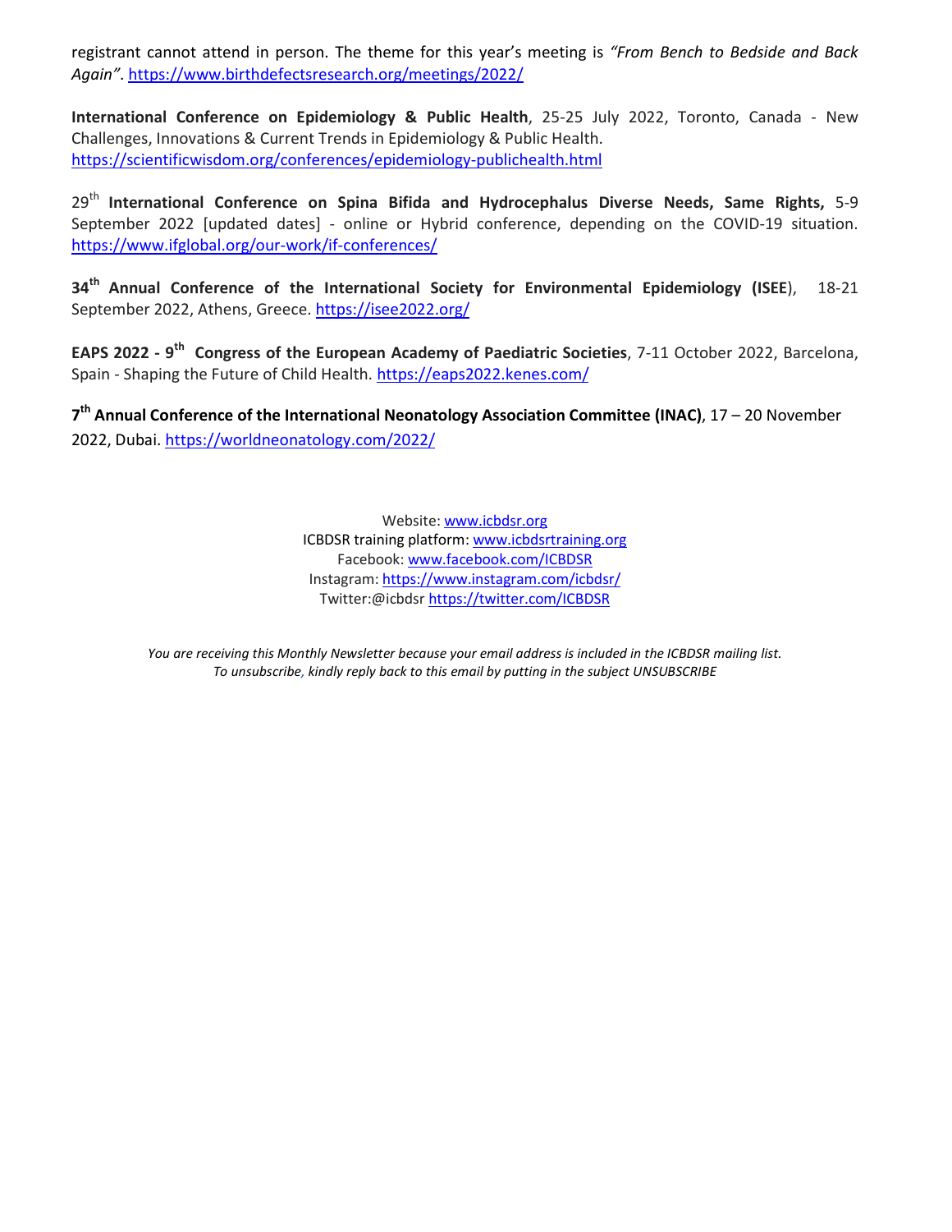registrant cannot attend in person. The theme for this year's meeting is *"From Bench to Bedside and Back Again"*. https://www.birthdefectsresearch.org/meetings/2022/

**International Conference on Epidemiology & Public Health**, 25-25 July 2022, Toronto, Canada - New Challenges, Innovations & Current Trends in Epidemiology & Public Health. https://scientificwisdom.org/conferences/epidemiology-publichealth.html

29th **International Conference on Spina Bifida and Hydrocephalus Diverse Needs, Same Rights,** 5-9 September 2022 [updated dates] - online or Hybrid conference, depending on the COVID-19 situation. https://www.ifglobal.org/our-work/if-conferences/

**34th Annual Conference of the International Society for Environmental Epidemiology (ISEE**), 18-21 September 2022, Athens, Greece. https://isee2022.org/

**EAPS 2022 - 9th Congress of the European Academy of Paediatric Societies**, 7-11 October 2022, Barcelona, Spain - Shaping the Future of Child Health. https://eaps2022.kenes.com/

**7th Annual Conference of the International Neonatology Association Committee (INAC)**, 17 – 20 November 2022, Dubai. https://worldneonatology.com/2022/

Website: www.icbdsr.org
ICBDSR training platform: www.icbdsrtraining.org
Facebook: www.facebook.com/ICBDSR
Instagram: https://www.instagram.com/icbdsr/
Twitter:@icbdsr https://twitter.com/ICBDSR

*You are receiving this Monthly Newsletter because your email address is included in the ICBDSR mailing list.*
*To unsubscribe, kindly reply back to this email by putting in the subject UNSUBSCRIBE*